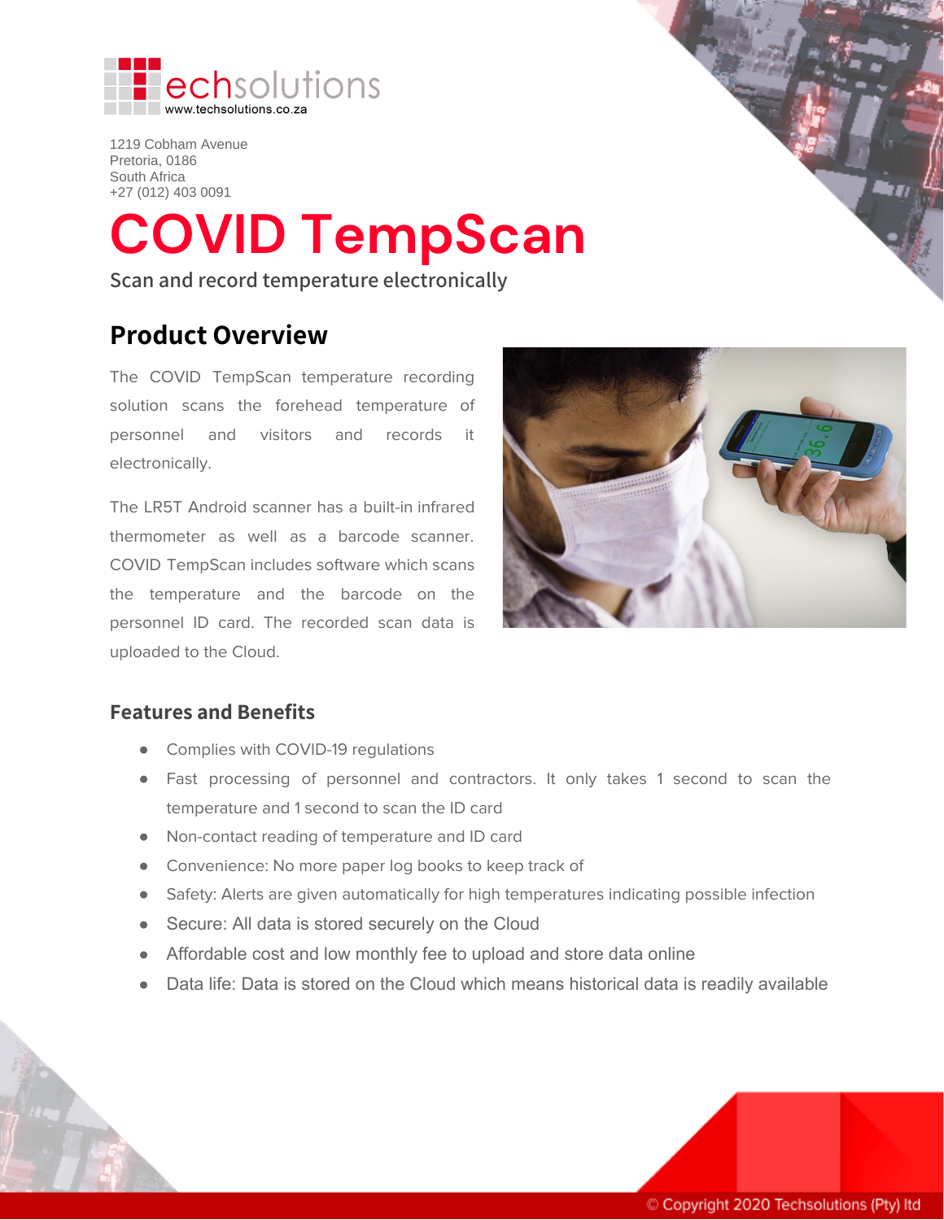echsolutions
www.techsolutions.co.za

1219 Cobham Avenue
Pretoria, 0186
South Africa
+27 (012) 403 0091

# COVID TempScan

Scan and record temperature electronically

## Product Overview

The COVID TempScan temperature recording solution scans the forehead temperature of personnel and visitors and records it electronically.

The LR5T Android scanner has a built-in infrared thermometer as well as a barcode scanner. COVID TempScan includes software which scans the temperature and the barcode on the personnel ID card. The recorded scan data is uploaded to the Cloud.

### Features and Benefits

- Complies with COVID-19 regulations
- Fast processing of personnel and contractors. It only takes 1 second to scan the temperature and 1 second to scan the ID card
- Non-contact reading of temperature and ID card
- Convenience: No more paper log books to keep track of
- Safety: Alerts are given automatically for high temperatures indicating possible infection
- Secure: All data is stored securely on the Cloud
- Affordable cost and low monthly fee to upload and store data online
- Data life: Data is stored on the Cloud which means historical data is readily available

© Copyright 2020 Techsolutions (Pty) ltd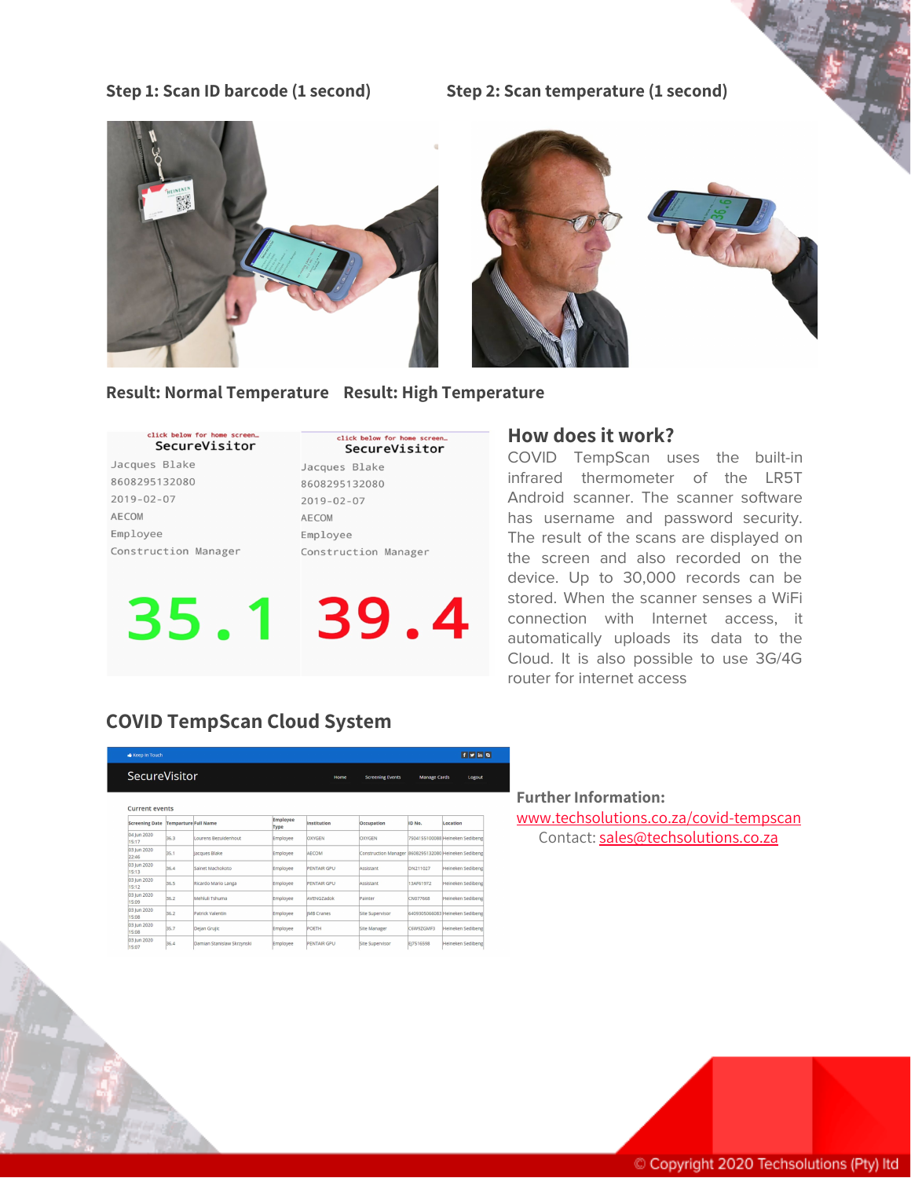**Step 1: Scan ID barcode (1 second)**

**Step 2: Scan temperature (1 second)**

**Result: Normal Temperature**

**Result: High Temperature**

| click below for home screen... SecureVisitor | click below for home screen... SecureVisitor |
|---|---|
| Jacques Blake | Jacques Blake |
| 8608295132080 | 8608295132080 |
| 2019-02-07 | 2019-02-07 |
| AECOM | AECOM |
| Employee | Employee |
| Construction Manager | Construction Manager |
| 35.1 | 39.4 |

## How does it work?

COVID TempScan uses the built-in infrared thermometer of the LR5T Android scanner. The scanner software has username and password security. The result of the scans are displayed on the screen and also recorded on the device. Up to 30,000 records can be stored. When the scanner senses a WiFi connection with Internet access, it automatically uploads its data to the Cloud. It is also possible to use 3G/4G router for internet access

## COVID TempScan Cloud System

Keep in Touch

SecureVisitor — Home | Screening Events | Manage Cards | Logout

Current events

| Screening Date | Temparture | Full Name | Employee Type | Institution | Occupation | ID No. | Location |
|---|---|---|---|---|---|---|---|
| 04 Jun 2020 15:17 | 36.3 | Lourens Bezuidenhout | Employee | OXYGEN | OXYGEN | 7504155100088 | Heineken Sedibeng |
| 03 Jun 2020 22:46 | 35.1 | Jacques Blake | Employee | AECOM | Construction Manager | 8608295132080 | Heineken Sedibeng |
| 03 Jun 2020 15:13 | 36.4 | Sainet Machokoto | Employee | PENTAIR GPU | Assistant | DN211027 | Heineken Sedibeng |
| 03 Jun 2020 15:12 | 36.5 | Ricardo Mario Langa | Employee | PENTAIR GPU | Assistant | 13AF61972 | Heineken Sedibeng |
| 03 Jun 2020 15:09 | 36.2 | Mehluli Tshuma | Employee | AVENGZadok | Painter | CN077668 | Heineken Sedibeng |
| 03 Jun 2020 15:08 | 36.2 | Patrick Valentin | Employee | JMB Cranes | Site Supervisor | 6409305066083 | Heineken Sedibeng |
| 03 Jun 2020 15:08 | 35.7 | Dejan Grujic | Employee | POETH | Site Manager | C6W9ZGMF3 | Heineken Sedibeng |
| 03 Jun 2020 15:07 | 36.4 | Damian Stanislaw Skrzynski | Employee | PENTAIR GPU | Site Supervisor | EJ7516598 | Heineken Sedibeng |

**Further Information:**

www.techsolutions.co.za/covid-tempscan

Contact: sales@techsolutions.co.za

© Copyright 2020 Techsolutions (Pty) ltd